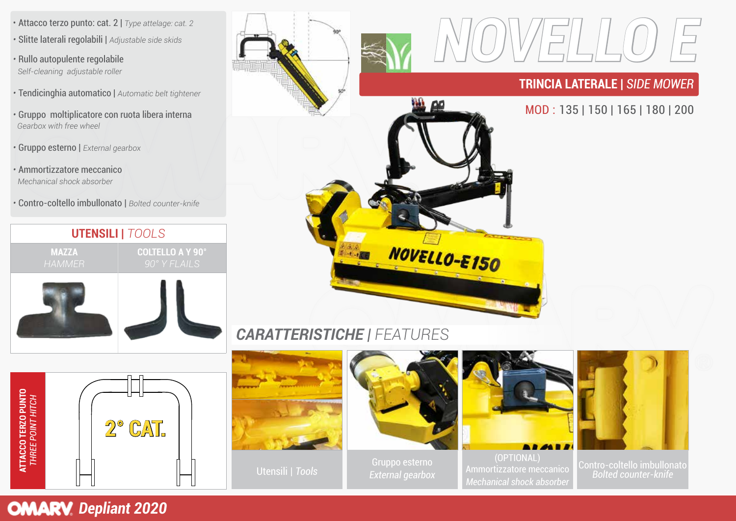# NOVELLO E

## TRINCIA LATERALE | *SIDE MOWER*

MOD : 135 | 150 | 165 | 180 | 200

- Attacco terzo punto: cat. 2 | *Type attelage: cat. 2*
- Slitte laterali regolabili | *Adjustable side skids*
- Rullo autopulente regolabile *Self-cleaning adjustable roller*
- Tendicinghia automatico | *Automatic belt tightener*
- Gruppo moltiplicatore con ruota libera interna *Gearbox with free wheel*
- Gruppo esterno | *External gearbox*
- Ammortizzatore meccanico *Mechanical shock absorber*
- Contro-coltello imbullonato | *Bolted counter-knife*

## UTENSILI | *TOOLS*

| MAZZA *HAMMER* | COLTELLO A Y 90° *90° Y FLAILS* |
|---|---|

**ATTACCO TERZO PUNTO** *THREE POINT HITCH*

2° CAT.

## CARATTERISTICHE | *FEATURES*

- Utensili | *Tools*
- Gruppo esterno *External gearbox*
- (OPTIONAL) Ammortizzatore meccanico *Mechanical shock absorber*
- Contro-coltello imbullonato *Bolted counter-knife*

OMARV *Depliant 2020*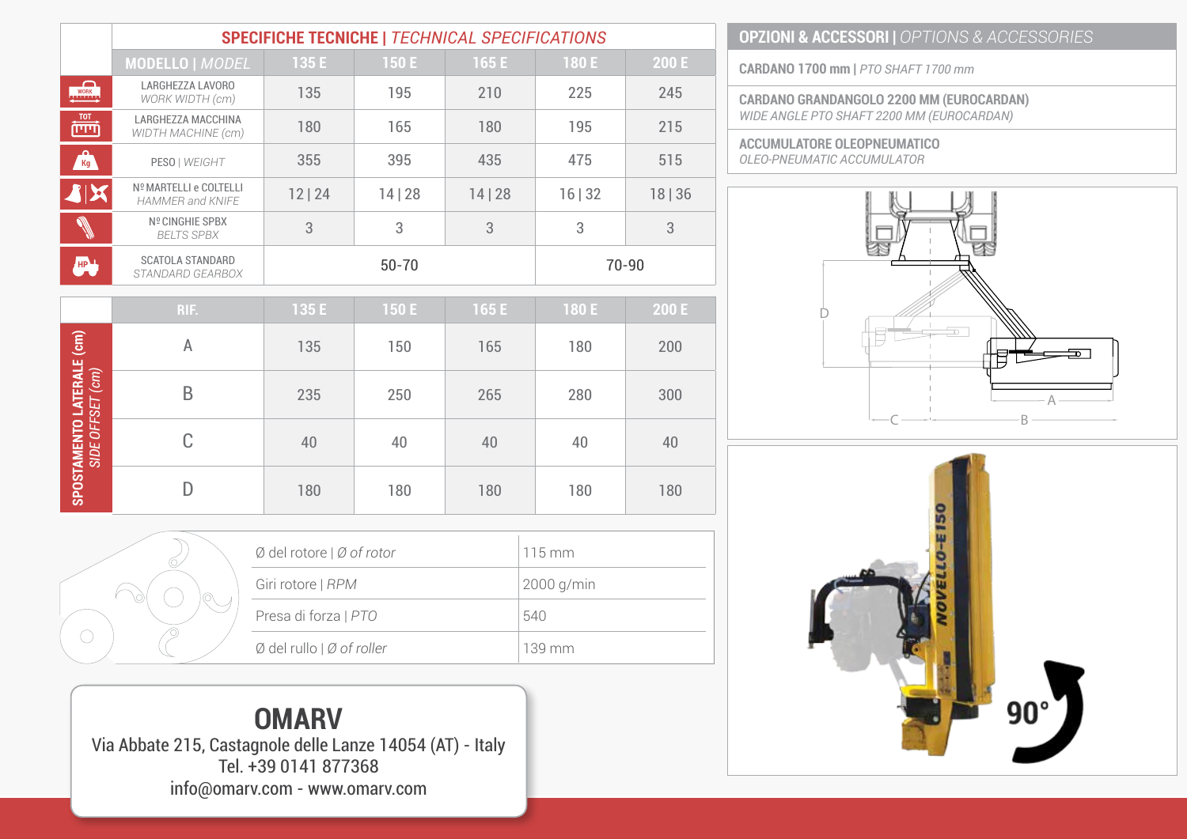## SPECIFICHE TECNICHE | *TECHNICAL SPECIFICATIONS*

| MODELLO \| *MODEL* | 135 E | 150 E | 165 E | 180 E | 200 E |
|---|---|---|---|---|---|
| LARGHEZZA LAVORO *WORK WIDTH (cm)* | 135 | 195 | 210 | 225 | 245 |
| LARGHEZZA MACCHINA *WIDTH MACHINE (cm)* | 180 | 165 | 180 | 195 | 215 |
| PESO \| *WEIGHT* | 355 | 395 | 435 | 475 | 515 |
| Nº MARTELLI e COLTELLI *HAMMER and KNIFE* | 12 \| 24 | 14 \| 28 | 14 \| 28 | 16 \| 32 | 18 \| 36 |
| Nº CINGHIE SPBX *BELTS SPBX* | 3 | 3 | 3 | 3 | 3 |
| SCATOLA STANDARD *STANDARD GEARBOX* | 50-70 | | | 70-90 | |

**SPOSTAMENTO LATERALE (cm)** *SIDE OFFSET (cm)*

| RIF. | 135 E | 150 E | 165 E | 180 E | 200 E |
|---|---|---|---|---|---|
| A | 135 | 150 | 165 | 180 | 200 |
| B | 235 | 250 | 265 | 280 | 300 |
| C | 40 | 40 | 40 | 40 | 40 |
| D | 180 | 180 | 180 | 180 | 180 |

| | |
|---|---|
| Ø del rotore \| *Ø of rotor* | 115 mm |
| Giri rotore \| *RPM* | 2000 g/min |
| Presa di forza \| *PTO* | 540 |
| Ø del rullo \| *Ø of roller* | 139 mm |

## OPZIONI & ACCESSORI | *OPTIONS & ACCESSORIES*

**CARDANO 1700 mm** | *PTO SHAFT 1700 mm*

**CARDANO GRANDANGOLO 2200 MM (EUROCARDAN)**
*WIDE ANGLE PTO SHAFT 2200 MM (EUROCARDAN)*

**ACCUMULATORE OLEOPNEUMATICO**
*OLEO-PNEUMATIC ACCUMULATOR*

D
A
C
B

90°

**OMARV**
Via Abbate 215, Castagnole delle Lanze 14054 (AT) - Italy
Tel. +39 0141 877368
info@omarv.com - www.omarv.com